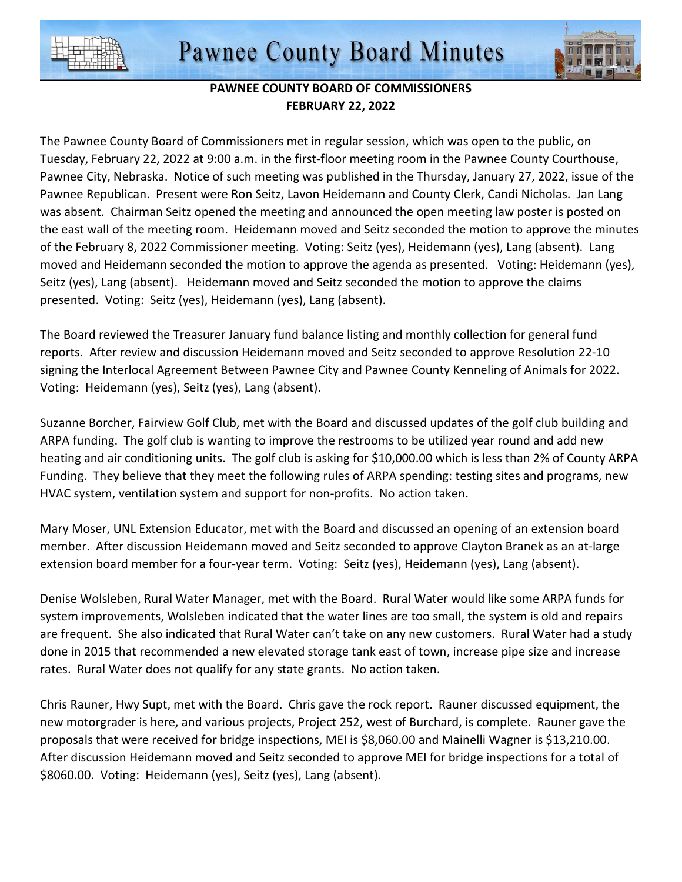# Pawnee County Board Minutes

**PAWNEE COUNTY BOARD OF COMMISSIONERS**
**FEBRUARY 22, 2022**

The Pawnee County Board of Commissioners met in regular session, which was open to the public, on Tuesday, February 22, 2022 at 9:00 a.m. in the first-floor meeting room in the Pawnee County Courthouse, Pawnee City, Nebraska. Notice of such meeting was published in the Thursday, January 27, 2022, issue of the Pawnee Republican. Present were Ron Seitz, Lavon Heidemann and County Clerk, Candi Nicholas. Jan Lang was absent. Chairman Seitz opened the meeting and announced the open meeting law poster is posted on the east wall of the meeting room. Heidemann moved and Seitz seconded the motion to approve the minutes of the February 8, 2022 Commissioner meeting. Voting: Seitz (yes), Heidemann (yes), Lang (absent). Lang moved and Heidemann seconded the motion to approve the agenda as presented. Voting: Heidemann (yes), Seitz (yes), Lang (absent). Heidemann moved and Seitz seconded the motion to approve the claims presented. Voting: Seitz (yes), Heidemann (yes), Lang (absent).

The Board reviewed the Treasurer January fund balance listing and monthly collection for general fund reports. After review and discussion Heidemann moved and Seitz seconded to approve Resolution 22-10 signing the Interlocal Agreement Between Pawnee City and Pawnee County Kenneling of Animals for 2022. Voting: Heidemann (yes), Seitz (yes), Lang (absent).

Suzanne Borcher, Fairview Golf Club, met with the Board and discussed updates of the golf club building and ARPA funding. The golf club is wanting to improve the restrooms to be utilized year round and add new heating and air conditioning units. The golf club is asking for $10,000.00 which is less than 2% of County ARPA Funding. They believe that they meet the following rules of ARPA spending: testing sites and programs, new HVAC system, ventilation system and support for non-profits. No action taken.

Mary Moser, UNL Extension Educator, met with the Board and discussed an opening of an extension board member. After discussion Heidemann moved and Seitz seconded to approve Clayton Branek as an at-large extension board member for a four-year term. Voting: Seitz (yes), Heidemann (yes), Lang (absent).

Denise Wolsleben, Rural Water Manager, met with the Board. Rural Water would like some ARPA funds for system improvements, Wolsleben indicated that the water lines are too small, the system is old and repairs are frequent. She also indicated that Rural Water can't take on any new customers. Rural Water had a study done in 2015 that recommended a new elevated storage tank east of town, increase pipe size and increase rates. Rural Water does not qualify for any state grants. No action taken.

Chris Rauner, Hwy Supt, met with the Board. Chris gave the rock report. Rauner discussed equipment, the new motorgrader is here, and various projects, Project 252, west of Burchard, is complete. Rauner gave the proposals that were received for bridge inspections, MEI is $8,060.00 and Mainelli Wagner is $13,210.00. After discussion Heidemann moved and Seitz seconded to approve MEI for bridge inspections for a total of $8060.00. Voting: Heidemann (yes), Seitz (yes), Lang (absent).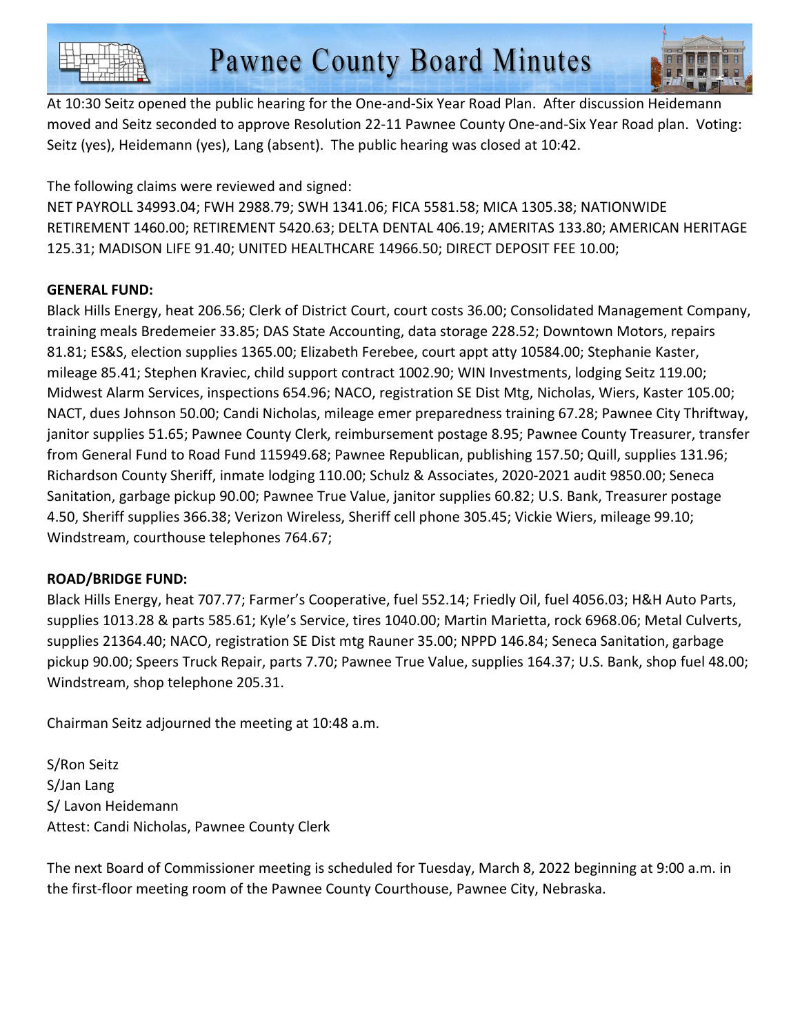At 10:30 Seitz opened the public hearing for the One-and-Six Year Road Plan. After discussion Heidemann moved and Seitz seconded to approve Resolution 22-11 Pawnee County One-and-Six Year Road plan. Voting: Seitz (yes), Heidemann (yes), Lang (absent). The public hearing was closed at 10:42.

The following claims were reviewed and signed:

NET PAYROLL 34993.04; FWH 2988.79; SWH 1341.06; FICA 5581.58; MICA 1305.38; NATIONWIDE RETIREMENT 1460.00; RETIREMENT 5420.63; DELTA DENTAL 406.19; AMERITAS 133.80; AMERICAN HERITAGE 125.31; MADISON LIFE 91.40; UNITED HEALTHCARE 14966.50; DIRECT DEPOSIT FEE 10.00;

**GENERAL FUND:**

Black Hills Energy, heat 206.56; Clerk of District Court, court costs 36.00; Consolidated Management Company, training meals Bredemeier 33.85; DAS State Accounting, data storage 228.52; Downtown Motors, repairs 81.81; ES&S, election supplies 1365.00; Elizabeth Ferebee, court appt atty 10584.00; Stephanie Kaster, mileage 85.41; Stephen Kraviec, child support contract 1002.90; WIN Investments, lodging Seitz 119.00; Midwest Alarm Services, inspections 654.96; NACO, registration SE Dist Mtg, Nicholas, Wiers, Kaster 105.00; NACT, dues Johnson 50.00; Candi Nicholas, mileage emer preparedness training 67.28; Pawnee City Thriftway, janitor supplies 51.65; Pawnee County Clerk, reimbursement postage 8.95; Pawnee County Treasurer, transfer from General Fund to Road Fund 115949.68; Pawnee Republican, publishing 157.50; Quill, supplies 131.96; Richardson County Sheriff, inmate lodging 110.00; Schulz & Associates, 2020-2021 audit 9850.00; Seneca Sanitation, garbage pickup 90.00; Pawnee True Value, janitor supplies 60.82; U.S. Bank, Treasurer postage 4.50, Sheriff supplies 366.38; Verizon Wireless, Sheriff cell phone 305.45; Vickie Wiers, mileage 99.10; Windstream, courthouse telephones 764.67;

**ROAD/BRIDGE FUND:**

Black Hills Energy, heat 707.77; Farmer's Cooperative, fuel 552.14; Friedly Oil, fuel 4056.03; H&H Auto Parts, supplies 1013.28 & parts 585.61; Kyle's Service, tires 1040.00; Martin Marietta, rock 6968.06; Metal Culverts, supplies 21364.40; NACO, registration SE Dist mtg Rauner 35.00; NPPD 146.84; Seneca Sanitation, garbage pickup 90.00; Speers Truck Repair, parts 7.70; Pawnee True Value, supplies 164.37; U.S. Bank, shop fuel 48.00; Windstream, shop telephone 205.31.

Chairman Seitz adjourned the meeting at 10:48 a.m.

S/Ron Seitz
S/Jan Lang
S/ Lavon Heidemann
Attest: Candi Nicholas, Pawnee County Clerk

The next Board of Commissioner meeting is scheduled for Tuesday, March 8, 2022 beginning at 9:00 a.m. in the first-floor meeting room of the Pawnee County Courthouse, Pawnee City, Nebraska.